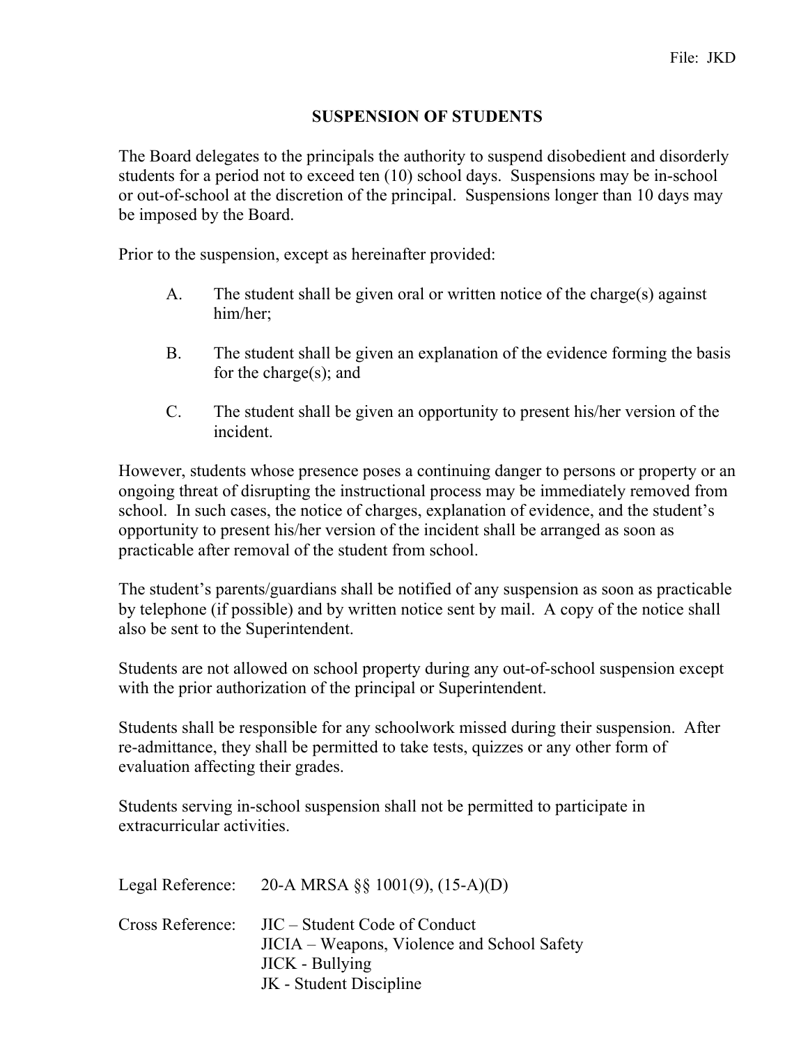File: JKD

# SUSPENSION OF STUDENTS

The Board delegates to the principals the authority to suspend disobedient and disorderly students for a period not to exceed ten (10) school days. Suspensions may be in-school or out-of-school at the discretion of the principal. Suspensions longer than 10 days may be imposed by the Board.

Prior to the suspension, except as hereinafter provided:

A. The student shall be given oral or written notice of the charge(s) against him/her;

B. The student shall be given an explanation of the evidence forming the basis for the charge(s); and

C. The student shall be given an opportunity to present his/her version of the incident.

However, students whose presence poses a continuing danger to persons or property or an ongoing threat of disrupting the instructional process may be immediately removed from school. In such cases, the notice of charges, explanation of evidence, and the student's opportunity to present his/her version of the incident shall be arranged as soon as practicable after removal of the student from school.

The student's parents/guardians shall be notified of any suspension as soon as practicable by telephone (if possible) and by written notice sent by mail. A copy of the notice shall also be sent to the Superintendent.

Students are not allowed on school property during any out-of-school suspension except with the prior authorization of the principal or Superintendent.

Students shall be responsible for any schoolwork missed during their suspension. After re-admittance, they shall be permitted to take tests, quizzes or any other form of evaluation affecting their grades.

Students serving in-school suspension shall not be permitted to participate in extracurricular activities.

Legal Reference: 20-A MRSA §§ 1001(9), (15-A)(D)

Cross Reference: JIC – Student Code of Conduct
JICIA – Weapons, Violence and School Safety
JICK - Bullying
JK - Student Discipline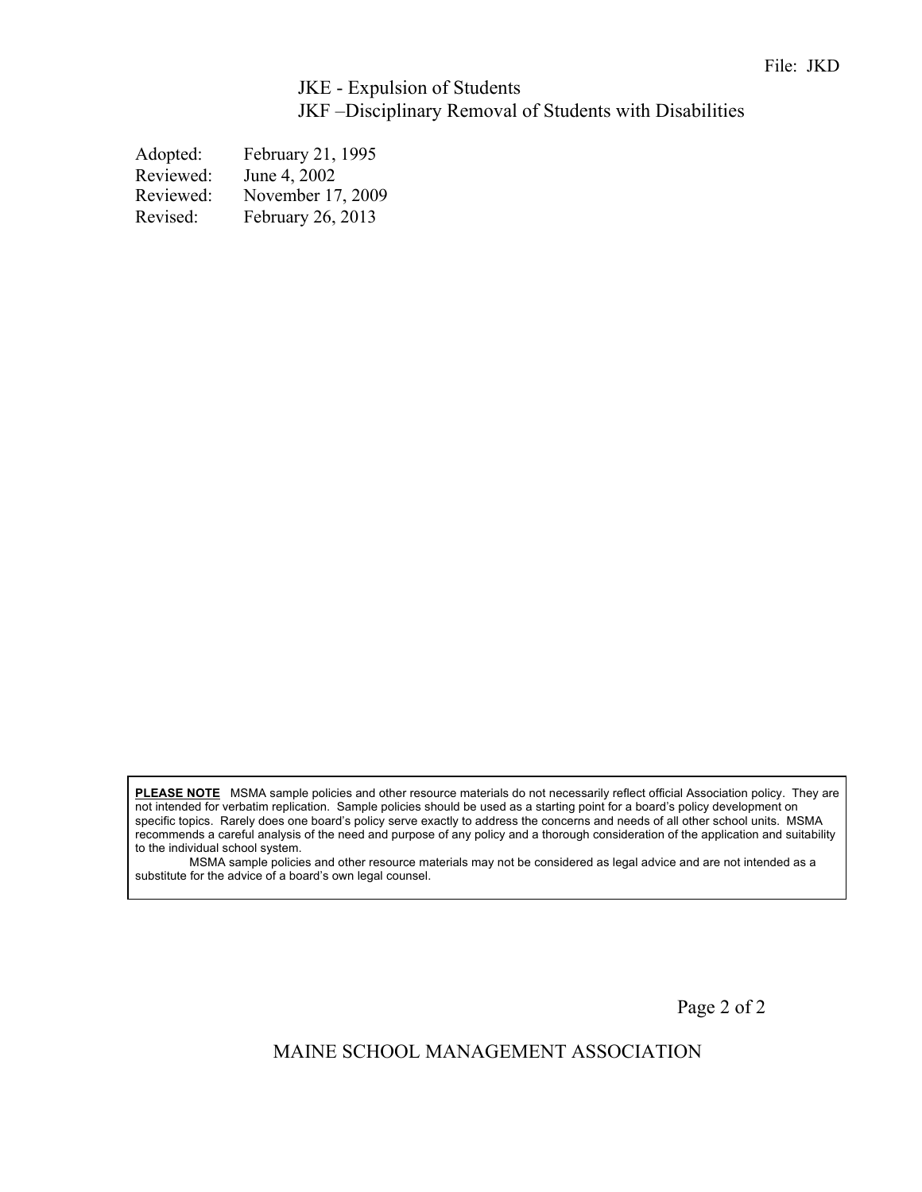JKE - Expulsion of Students
JKF –Disciplinary Removal of Students with Disabilities

| | |
|---|---|
| Adopted: | February 21, 1995 |
| Reviewed: | June 4, 2002 |
| Reviewed: | November 17, 2009 |
| Revised: | February 26, 2013 |

**PLEASE NOTE** MSMA sample policies and other resource materials do not necessarily reflect official Association policy. They are not intended for verbatim replication. Sample policies should be used as a starting point for a board's policy development on specific topics. Rarely does one board's policy serve exactly to address the concerns and needs of all other school units. MSMA recommends a careful analysis of the need and purpose of any policy and a thorough consideration of the application and suitability to the individual school system.

MSMA sample policies and other resource materials may not be considered as legal advice and are not intended as a substitute for the advice of a board's own legal counsel.